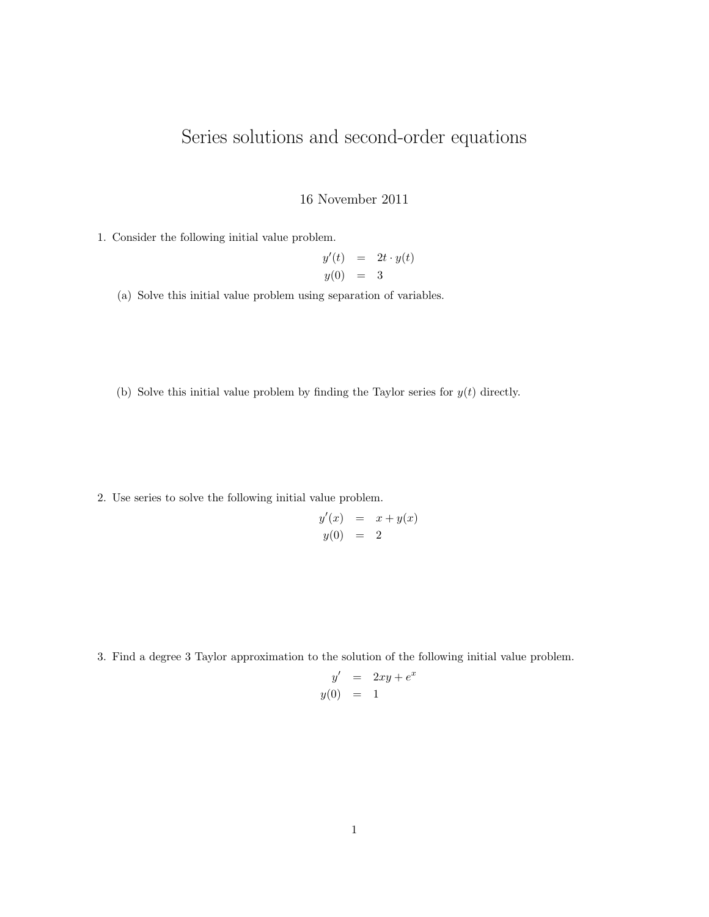# Series solutions and second-order equations

16 November 2011

1. Consider the following initial value problem.

$$
\begin{aligned}
y'(t) &= 2t \cdot y(t) \\
y(0) &= 3
\end{aligned}
$$

   (a) Solve this initial value problem using separation of variables.

   (b) Solve this initial value problem by finding the Taylor series for $y(t)$ directly.

2. Use series to solve the following initial value problem.

$$
\begin{aligned}
y'(x) &= x + y(x) \\
y(0) &= 2
\end{aligned}
$$

3. Find a degree 3 Taylor approximation to the solution of the following initial value problem.

$$
\begin{aligned}
y' &= 2xy + e^x \\
y(0) &= 1
\end{aligned}
$$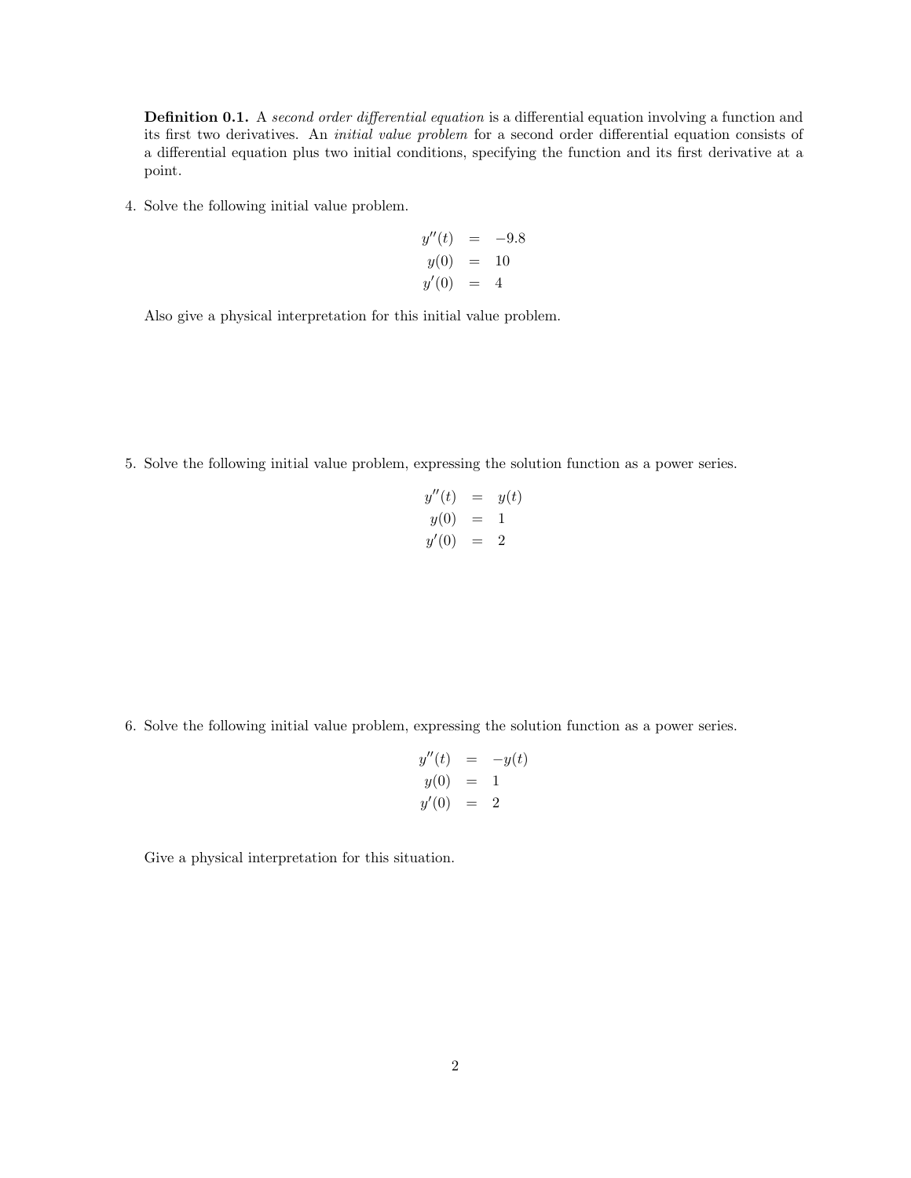**Definition 0.1.** A *second order differential equation* is a differential equation involving a function and its first two derivatives. An *initial value problem* for a second order differential equation consists of a differential equation plus two initial conditions, specifying the function and its first derivative at a point.

4. Solve the following initial value problem.

$$\begin{aligned} y''(t) &= -9.8 \\ y(0) &= 10 \\ y'(0) &= 4 \end{aligned}$$

   Also give a physical interpretation for this initial value problem.

5. Solve the following initial value problem, expressing the solution function as a power series.

$$\begin{aligned} y''(t) &= y(t) \\ y(0) &= 1 \\ y'(0) &= 2 \end{aligned}$$

6. Solve the following initial value problem, expressing the solution function as a power series.

$$\begin{aligned} y''(t) &= -y(t) \\ y(0) &= 1 \\ y'(0) &= 2 \end{aligned}$$

   Give a physical interpretation for this situation.